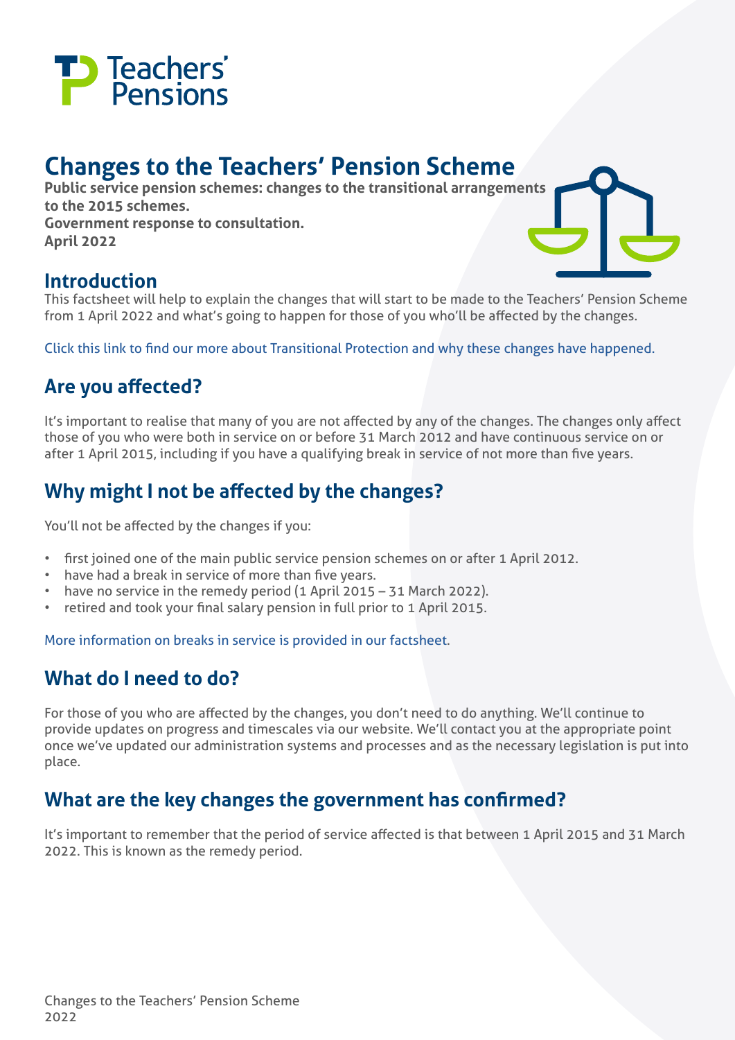# Changes to the Teachers' Pension Scheme

**Public service pension schemes: changes to the transitional arrangements to the 2015 schemes.**
**Government response to consultation.**
**April 2022**

## Introduction

This factsheet will help to explain the changes that will start to be made to the Teachers' Pension Scheme from 1 April 2022 and what's going to happen for those of you who'll be affected by the changes.

Click this link to find our more about Transitional Protection and why these changes have happened.

## Are you affected?

It's important to realise that many of you are not affected by any of the changes. The changes only affect those of you who were both in service on or before 31 March 2012 and have continuous service on or after 1 April 2015, including if you have a qualifying break in service of not more than five years.

## Why might I not be affected by the changes?

You'll not be affected by the changes if you:

- first joined one of the main public service pension schemes on or after 1 April 2012.
- have had a break in service of more than five years.
- have no service in the remedy period (1 April 2015 – 31 March 2022).
- retired and took your final salary pension in full prior to 1 April 2015.

More information on breaks in service is provided in our factsheet.

## What do I need to do?

For those of you who are affected by the changes, you don't need to do anything. We'll continue to provide updates on progress and timescales via our website. We'll contact you at the appropriate point once we've updated our administration systems and processes and as the necessary legislation is put into place.

## What are the key changes the government has confirmed?

It's important to remember that the period of service affected is that between 1 April 2015 and 31 March 2022. This is known as the remedy period.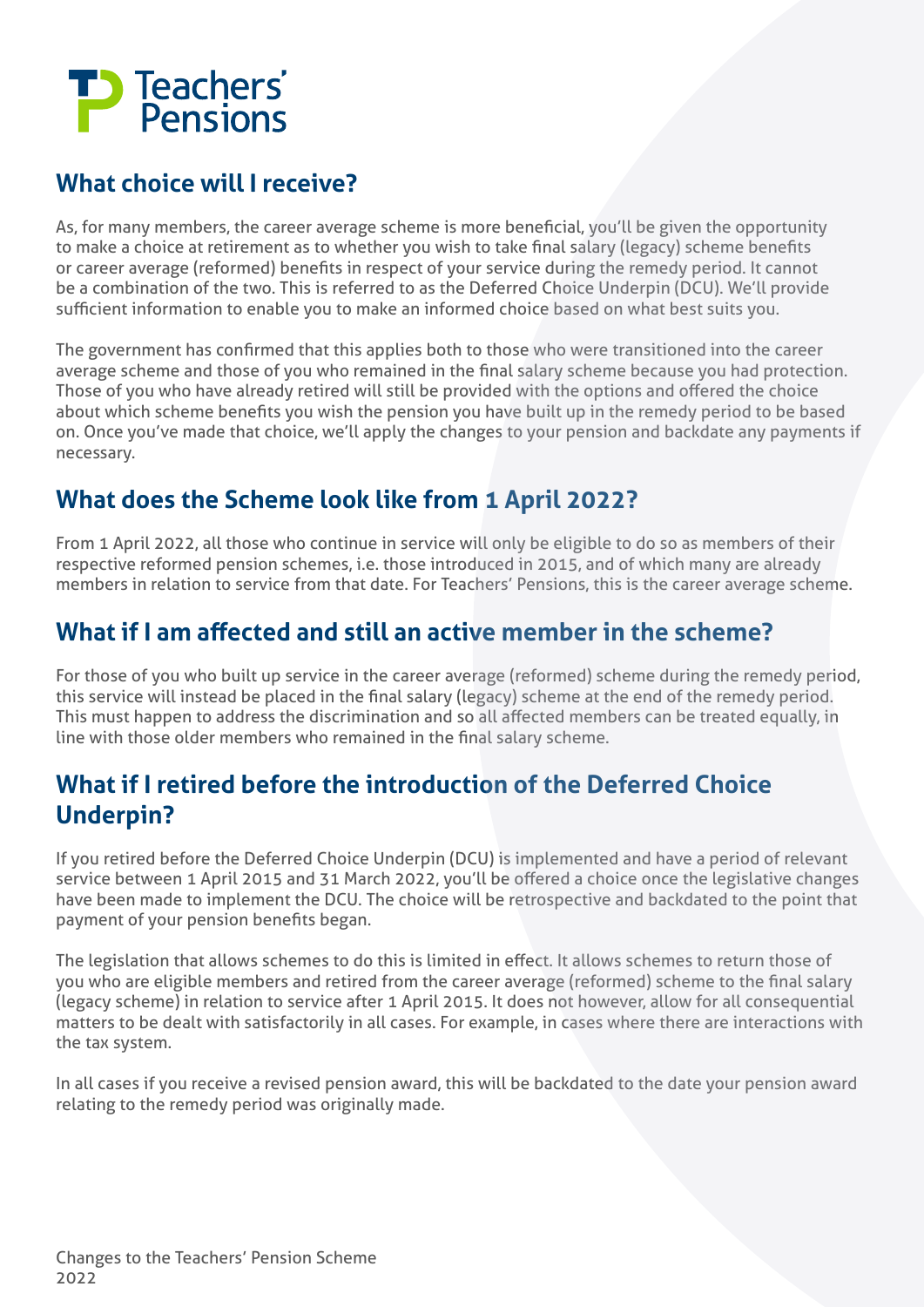## What choice will I receive?

As, for many members, the career average scheme is more beneficial, you'll be given the opportunity to make a choice at retirement as to whether you wish to take final salary (legacy) scheme benefits or career average (reformed) benefits in respect of your service during the remedy period. It cannot be a combination of the two. This is referred to as the Deferred Choice Underpin (DCU). We'll provide sufficient information to enable you to make an informed choice based on what best suits you.

The government has confirmed that this applies both to those who were transitioned into the career average scheme and those of you who remained in the final salary scheme because you had protection. Those of you who have already retired will still be provided with the options and offered the choice about which scheme benefits you wish the pension you have built up in the remedy period to be based on. Once you've made that choice, we'll apply the changes to your pension and backdate any payments if necessary.

## What does the Scheme look like from 1 April 2022?

From 1 April 2022, all those who continue in service will only be eligible to do so as members of their respective reformed pension schemes, i.e. those introduced in 2015, and of which many are already members in relation to service from that date. For Teachers' Pensions, this is the career average scheme.

## What if I am affected and still an active member in the scheme?

For those of you who built up service in the career average (reformed) scheme during the remedy period, this service will instead be placed in the final salary (legacy) scheme at the end of the remedy period. This must happen to address the discrimination and so all affected members can be treated equally, in line with those older members who remained in the final salary scheme.

## What if I retired before the introduction of the Deferred Choice Underpin?

If you retired before the Deferred Choice Underpin (DCU) is implemented and have a period of relevant service between 1 April 2015 and 31 March 2022, you'll be offered a choice once the legislative changes have been made to implement the DCU. The choice will be retrospective and backdated to the point that payment of your pension benefits began.

The legislation that allows schemes to do this is limited in effect. It allows schemes to return those of you who are eligible members and retired from the career average (reformed) scheme to the final salary (legacy scheme) in relation to service after 1 April 2015. It does not however, allow for all consequential matters to be dealt with satisfactorily in all cases. For example, in cases where there are interactions with the tax system.

In all cases if you receive a revised pension award, this will be backdated to the date your pension award relating to the remedy period was originally made.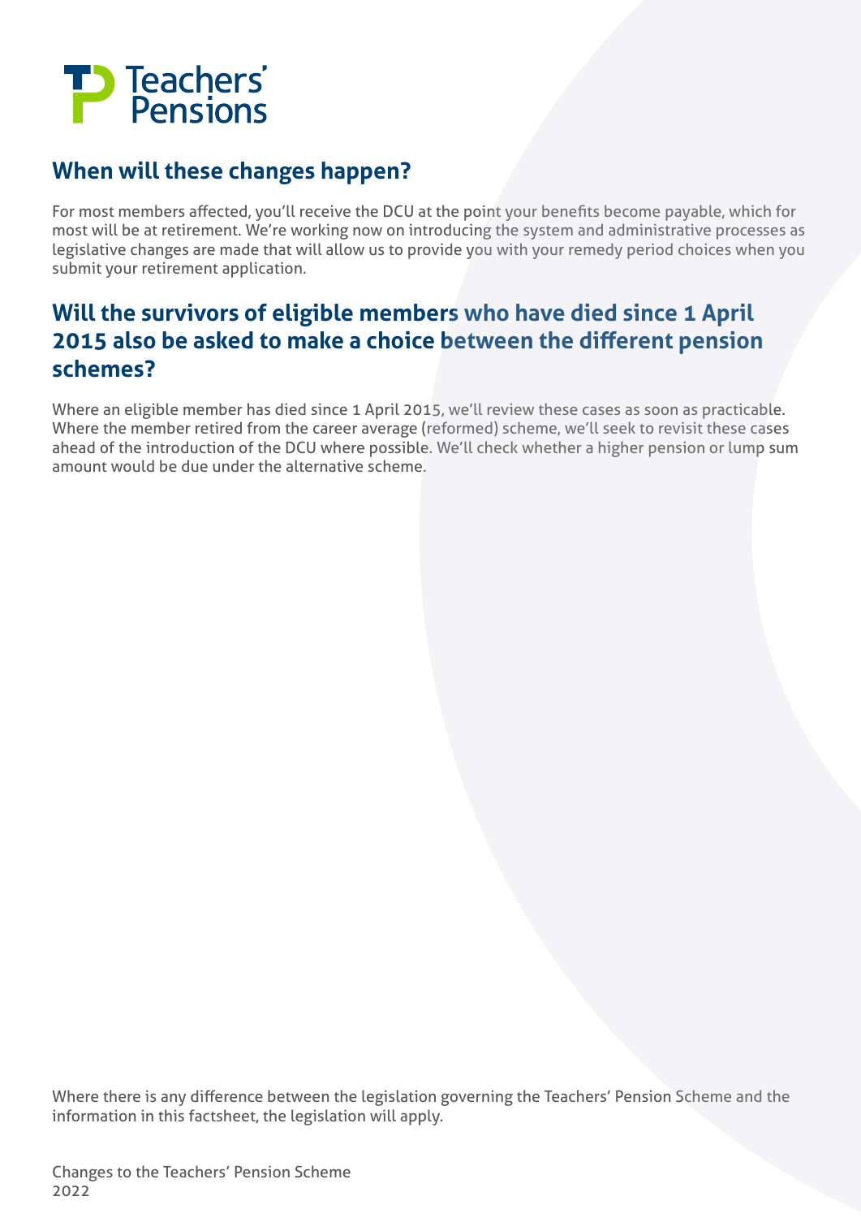## When will these changes happen?

For most members affected, you'll receive the DCU at the point your benefits become payable, which for most will be at retirement. We're working now on introducing the system and administrative processes as legislative changes are made that will allow us to provide you with your remedy period choices when you submit your retirement application.

## Will the survivors of eligible members who have died since 1 April 2015 also be asked to make a choice between the different pension schemes?

Where an eligible member has died since 1 April 2015, we'll review these cases as soon as practicable. Where the member retired from the career average (reformed) scheme, we'll seek to revisit these cases ahead of the introduction of the DCU where possible. We'll check whether a higher pension or lump sum amount would be due under the alternative scheme.

Where there is any difference between the legislation governing the Teachers' Pension Scheme and the information in this factsheet, the legislation will apply.